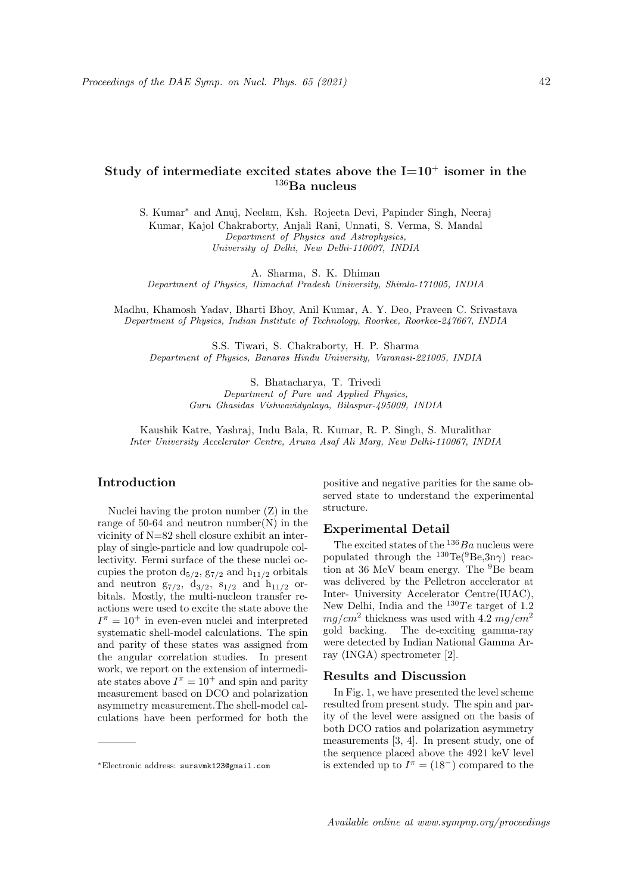# Study of intermediate excited states above the I=$10^+$ isomer in the $^{136}$Ba nucleus

S. Kumar* and Anuj, Neelam, Ksh. Rojeeta Devi, Papinder Singh, Neeraj Kumar, Kajol Chakraborty, Anjali Rani, Unnati, S. Verma, S. Mandal
*Department of Physics and Astrophysics, University of Delhi, New Delhi-110007, INDIA*

A. Sharma, S. K. Dhiman
*Department of Physics, Himachal Pradesh University, Shimla-171005, INDIA*

Madhu, Khamosh Yadav, Bharti Bhoy, Anil Kumar, A. Y. Deo, Praveen C. Srivastava
*Department of Physics, Indian Institute of Technology, Roorkee, Roorkee-247667, INDIA*

S.S. Tiwari, S. Chakraborty, H. P. Sharma
*Department of Physics, Banaras Hindu University, Varanasi-221005, INDIA*

S. Bhatacharya, T. Trivedi
*Department of Pure and Applied Physics, Guru Ghasidas Vishwavidyalaya, Bilaspur-495009, INDIA*

Kaushik Katre, Yashraj, Indu Bala, R. Kumar, R. P. Singh, S. Muralithar
*Inter University Accelerator Centre, Aruna Asaf Ali Marg, New Delhi-110067, INDIA*

## Introduction

Nuclei having the proton number (Z) in the range of 50-64 and neutron number(N) in the vicinity of N=82 shell closure exhibit an interplay of single-particle and low quadrupole collectivity. Fermi surface of the these nuclei occupies the proton $d_{5/2}$, $g_{7/2}$ and $h_{11/2}$ orbitals and neutron $g_{7/2}$, $d_{3/2}$, $s_{1/2}$ and $h_{11/2}$ orbitals. Mostly, the multi-nucleon transfer reactions were used to excite the state above the $I^\pi = 10^+$ in even-even nuclei and interpreted systematic shell-model calculations. The spin and parity of these states was assigned from the angular correlation studies. In present work, we report on the extension of intermediate states above $I^\pi = 10^+$ and spin and parity measurement based on DCO and polarization asymmetry measurement.The shell-model calculations have been performed for both the positive and negative parities for the same observed state to understand the experimental structure.

## Experimental Detail

The excited states of the $^{136}Ba$ nucleus were populated through the $^{130}$Te($^9$Be,3n$\gamma$) reaction at 36 MeV beam energy. The $^9$Be beam was delivered by the Pelletron accelerator at Inter- University Accelerator Centre(IUAC), New Delhi, India and the $^{130}Te$ target of 1.2 $mg/cm^2$ thickness was used with 4.2 $mg/cm^2$ gold backing. The de-exciting gamma-ray were detected by Indian National Gamma Array (INGA) spectrometer [2].

## Results and Discussion

In Fig. 1, we have presented the level scheme resulted from present study. The spin and parity of the level were assigned on the basis of both DCO ratios and polarization asymmetry measurements [3, 4]. In present study, one of the sequence placed above the 4921 keV level is extended up to $I^\pi = (18^-)$ compared to the

*Electronic address: sursvmk123@gmail.com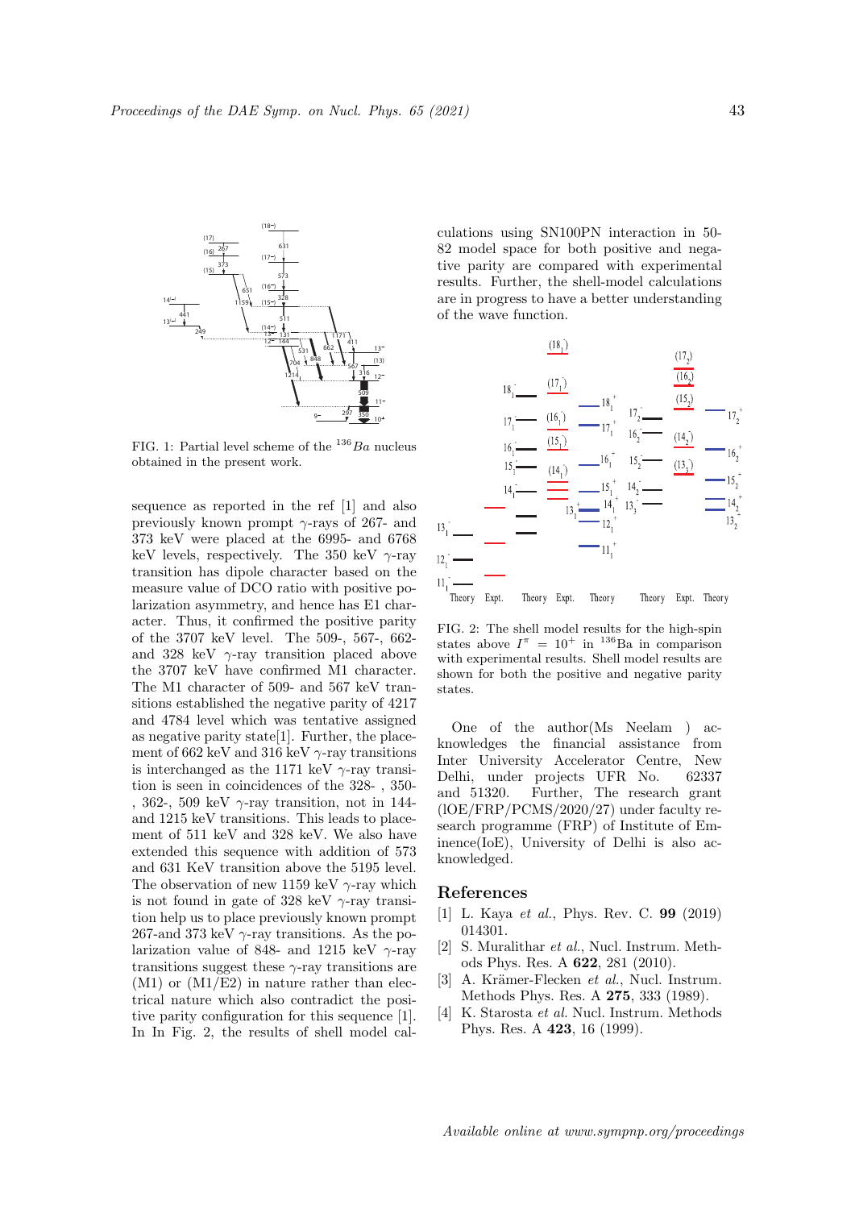FIG. 1: Partial level scheme of the $^{136}Ba$ nucleus obtained in the present work.

sequence as reported in the ref [1] and also previously known prompt $\gamma$-rays of 267- and 373 keV were placed at the 6995- and 6768 keV levels, respectively. The 350 keV $\gamma$-ray transition has dipole character based on the measure value of DCO ratio with positive polarization asymmetry, and hence has E1 character. Thus, it confirmed the positive parity of the 3707 keV level. The 509-, 567-, 662- and 328 keV $\gamma$-ray transition placed above the 3707 keV have confirmed M1 character. The M1 character of 509- and 567 keV transitions established the negative parity of 4217 and 4784 level which was tentative assigned as negative parity state[1]. Further, the placement of 662 keV and 316 keV $\gamma$-ray transitions is interchanged as the 1171 keV $\gamma$-ray transition is seen in coincidences of the 328- , 350- , 362-, 509 keV $\gamma$-ray transition, not in 144- and 1215 keV transitions. This leads to placement of 511 keV and 328 keV. We also have extended this sequence with addition of 573 and 631 KeV transition above the 5195 level. The observation of new 1159 keV $\gamma$-ray which is not found in gate of 328 keV $\gamma$-ray transition help us to place previously known prompt 267-and 373 keV $\gamma$-ray transitions. As the polarization value of 848- and 1215 keV $\gamma$-ray transitions suggest these $\gamma$-ray transitions are (M1) or (M1/E2) in nature rather than electrical nature which also contradict the positive parity configuration for this sequence [1]. In In Fig. 2, the results of shell model calculations using SN100PN interaction in 50-82 model space for both positive and negative parity are compared with experimental results. Further, the shell-model calculations are in progress to have a better understanding of the wave function.

FIG. 2: The shell model results for the high-spin states above $I^{\pi} = 10^{+}$ in $^{136}$Ba in comparison with experimental results. Shell model results are shown for both the positive and negative parity states.

One of the author(Ms Neelam ) acknowledges the financial assistance from Inter University Accelerator Centre, New Delhi, under projects UFR No. 62337 and 51320. Further, The research grant (lOE/FRP/PCMS/2020/27) under faculty research programme (FRP) of Institute of Eminence(IoE), University of Delhi is also acknowledged.

## References

[1] L. Kaya *et al.*, Phys. Rev. C. **99** (2019) 014301.

[2] S. Muralithar *et al.*, Nucl. Instrum. Methods Phys. Res. A **622**, 281 (2010).

[3] A. Krämer-Flecken *et al.*, Nucl. Instrum. Methods Phys. Res. A **275**, 333 (1989).

[4] K. Starosta *et al.* Nucl. Instrum. Methods Phys. Res. A **423**, 16 (1999).